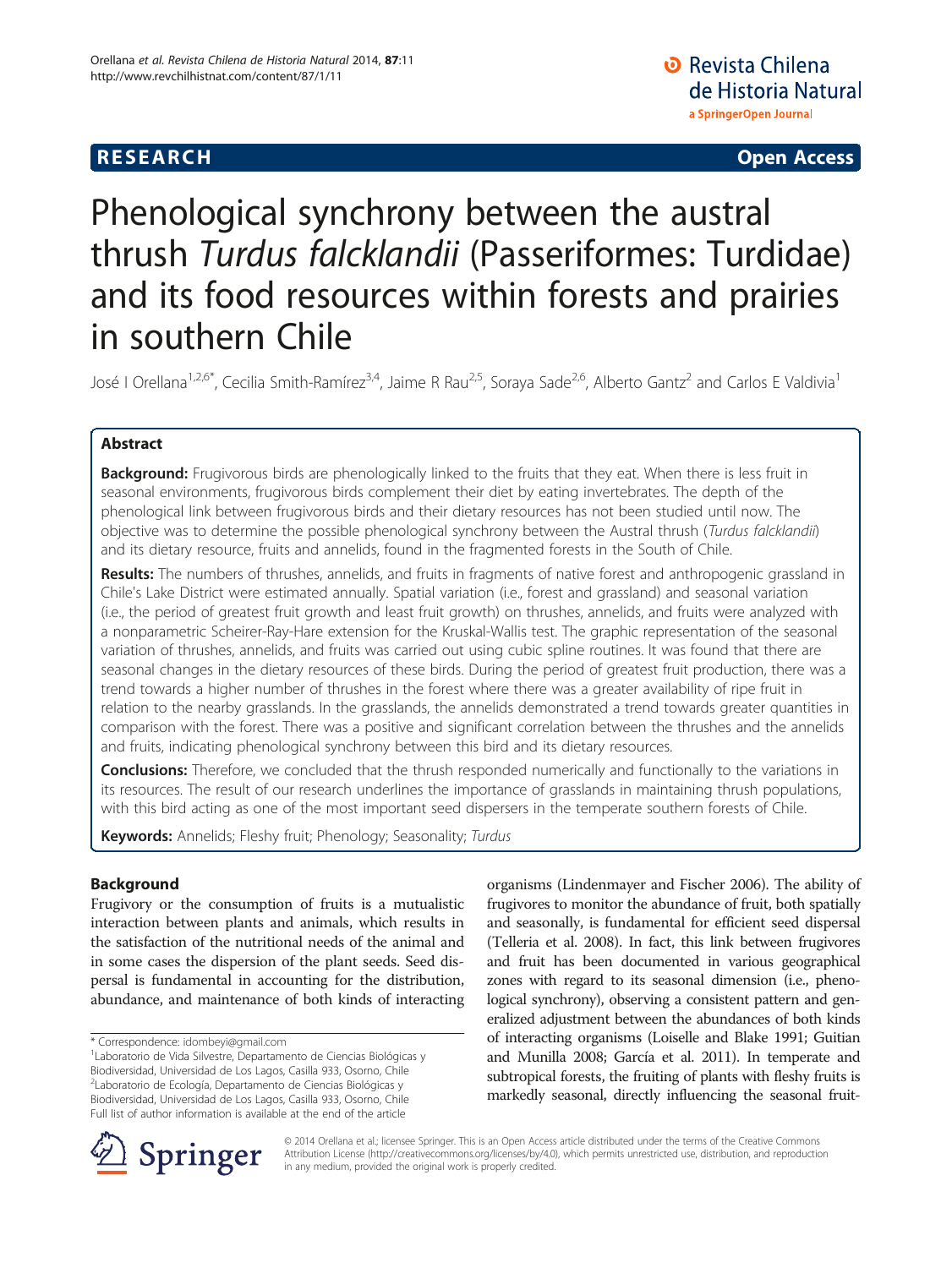**RESEARCH Open Access**

# Phenological synchrony between the austral thrush *Turdus falcklandii* (Passeriformes: Turdidae) and its food resources within forests and prairies in southern Chile

José I Orellana[1,2,6*], Cecilia Smith-Ramírez[3,4], Jaime R Rau[2,5], Soraya Sade[2,6], Alberto Gantz[2] and Carlos E Valdivia[1]

## Abstract

**Background:** Frugivorous birds are phenologically linked to the fruits that they eat. When there is less fruit in seasonal environments, frugivorous birds complement their diet by eating invertebrates. The depth of the phenological link between frugivorous birds and their dietary resources has not been studied until now. The objective was to determine the possible phenological synchrony between the Austral thrush (*Turdus falcklandii*) and its dietary resource, fruits and annelids, found in the fragmented forests in the South of Chile.

**Results:** The numbers of thrushes, annelids, and fruits in fragments of native forest and anthropogenic grassland in Chile's Lake District were estimated annually. Spatial variation (i.e., forest and grassland) and seasonal variation (i.e., the period of greatest fruit growth and least fruit growth) on thrushes, annelids, and fruits were analyzed with a nonparametric Scheirer-Ray-Hare extension for the Kruskal-Wallis test. The graphic representation of the seasonal variation of thrushes, annelids, and fruits was carried out using cubic spline routines. It was found that there are seasonal changes in the dietary resources of these birds. During the period of greatest fruit production, there was a trend towards a higher number of thrushes in the forest where there was a greater availability of ripe fruit in relation to the nearby grasslands. In the grasslands, the annelids demonstrated a trend towards greater quantities in comparison with the forest. There was a positive and significant correlation between the thrushes and the annelids and fruits, indicating phenological synchrony between this bird and its dietary resources.

**Conclusions:** Therefore, we concluded that the thrush responded numerically and functionally to the variations in its resources. The result of our research underlines the importance of grasslands in maintaining thrush populations, with this bird acting as one of the most important seed dispersers in the temperate southern forests of Chile.

**Keywords:** Annelids; Fleshy fruit; Phenology; Seasonality; *Turdus*

## Background

Frugivory or the consumption of fruits is a mutualistic interaction between plants and animals, which results in the satisfaction of the nutritional needs of the animal and in some cases the dispersion of the plant seeds. Seed dispersal is fundamental in accounting for the distribution, abundance, and maintenance of both kinds of interacting organisms (Lindenmayer and Fischer 2006). The ability of frugivores to monitor the abundance of fruit, both spatially and seasonally, is fundamental for efficient seed dispersal (Telleria et al. 2008). In fact, this link between frugivores and fruit has been documented in various geographical zones with regard to its seasonal dimension (i.e., phenological synchrony), observing a consistent pattern and generalized adjustment between the abundances of both kinds of interacting organisms (Loiselle and Blake 1991; Guitian and Munilla 2008; García et al. 2011). In temperate and subtropical forests, the fruiting of plants with fleshy fruits is markedly seasonal, directly influencing the seasonal fruit-

\* Correspondence: idombeyi@gmail.com
[1]Laboratorio de Vida Silvestre, Departamento de Ciencias Biológicas y Biodiversidad, Universidad de Los Lagos, Casilla 933, Osorno, Chile
[2]Laboratorio de Ecología, Departamento de Ciencias Biológicas y Biodiversidad, Universidad de Los Lagos, Casilla 933, Osorno, Chile
Full list of author information is available at the end of the article

© 2014 Orellana et al.; licensee Springer. This is an Open Access article distributed under the terms of the Creative Commons Attribution License (http://creativecommons.org/licenses/by/4.0), which permits unrestricted use, distribution, and reproduction in any medium, provided the original work is properly credited.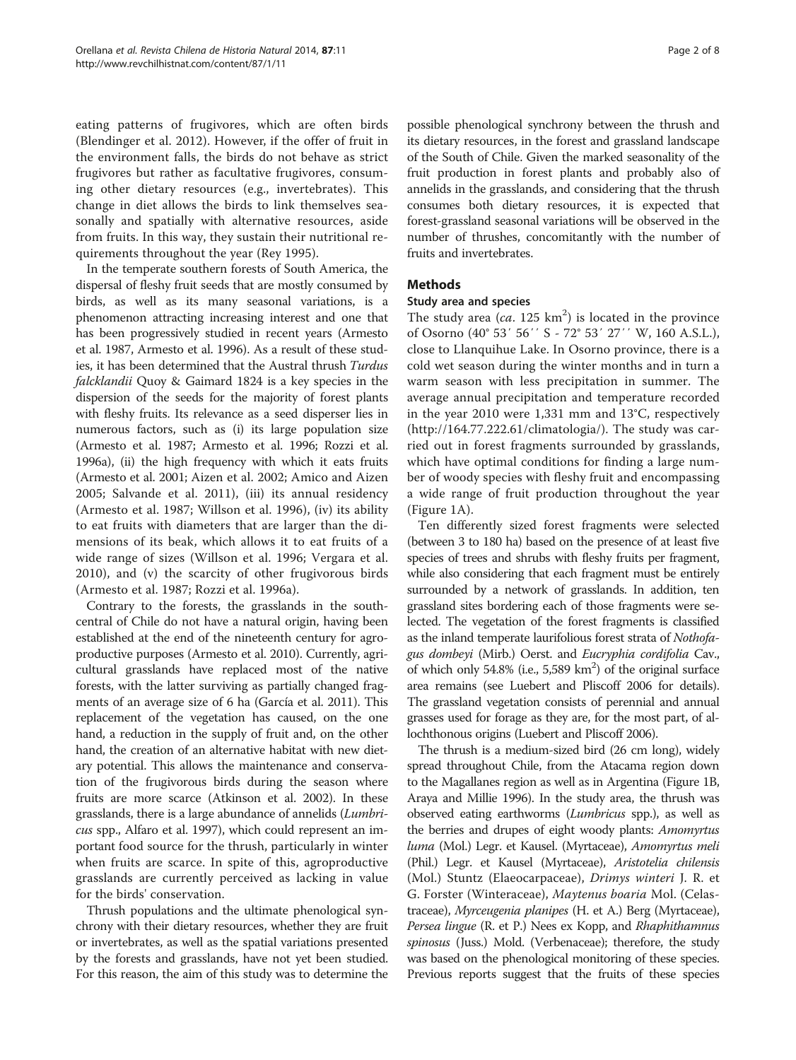eating patterns of frugivores, which are often birds (Blendinger et al. 2012). However, if the offer of fruit in the environment falls, the birds do not behave as strict frugivores but rather as facultative frugivores, consuming other dietary resources (e.g., invertebrates). This change in diet allows the birds to link themselves seasonally and spatially with alternative resources, aside from fruits. In this way, they sustain their nutritional requirements throughout the year (Rey 1995).

In the temperate southern forests of South America, the dispersal of fleshy fruit seeds that are mostly consumed by birds, as well as its many seasonal variations, is a phenomenon attracting increasing interest and one that has been progressively studied in recent years (Armesto et al. 1987, Armesto et al. 1996). As a result of these studies, it has been determined that the Austral thrush *Turdus falcklandii* Quoy & Gaimard 1824 is a key species in the dispersion of the seeds for the majority of forest plants with fleshy fruits. Its relevance as a seed disperser lies in numerous factors, such as (i) its large population size (Armesto et al. 1987; Armesto et al. 1996; Rozzi et al. 1996a), (ii) the high frequency with which it eats fruits (Armesto et al. 2001; Aizen et al. 2002; Amico and Aizen 2005; Salvande et al. 2011), (iii) its annual residency (Armesto et al. 1987; Willson et al. 1996), (iv) its ability to eat fruits with diameters that are larger than the dimensions of its beak, which allows it to eat fruits of a wide range of sizes (Willson et al. 1996; Vergara et al. 2010), and (v) the scarcity of other frugivorous birds (Armesto et al. 1987; Rozzi et al. 1996a).

Contrary to the forests, the grasslands in the south-central of Chile do not have a natural origin, having been established at the end of the nineteenth century for agro-productive purposes (Armesto et al. 2010). Currently, agricultural grasslands have replaced most of the native forests, with the latter surviving as partially changed fragments of an average size of 6 ha (García et al. 2011). This replacement of the vegetation has caused, on the one hand, a reduction in the supply of fruit and, on the other hand, the creation of an alternative habitat with new dietary potential. This allows the maintenance and conservation of the frugivorous birds during the season where fruits are more scarce (Atkinson et al. 2002). In these grasslands, there is a large abundance of annelids (*Lumbricus* spp., Alfaro et al. 1997), which could represent an important food source for the thrush, particularly in winter when fruits are scarce. In spite of this, agroproductive grasslands are currently perceived as lacking in value for the birds' conservation.

Thrush populations and the ultimate phenological synchrony with their dietary resources, whether they are fruit or invertebrates, as well as the spatial variations presented by the forests and grasslands, have not yet been studied. For this reason, the aim of this study was to determine the possible phenological synchrony between the thrush and its dietary resources, in the forest and grassland landscape of the South of Chile. Given the marked seasonality of the fruit production in forest plants and probably also of annelids in the grasslands, and considering that the thrush consumes both dietary resources, it is expected that forest-grassland seasonal variations will be observed in the number of thrushes, concomitantly with the number of fruits and invertebrates.

## Methods

### Study area and species

The study area (*ca.* 125 km$^2$) is located in the province of Osorno (40° 53′ 56′′ S - 72° 53′ 27′′ W, 160 A.S.L.), close to Llanquihue Lake. In Osorno province, there is a cold wet season during the winter months and in turn a warm season with less precipitation in summer. The average annual precipitation and temperature recorded in the year 2010 were 1,331 mm and 13°C, respectively (http://164.77.222.61/climatologia/). The study was carried out in forest fragments surrounded by grasslands, which have optimal conditions for finding a large number of woody species with fleshy fruit and encompassing a wide range of fruit production throughout the year (Figure 1A).

Ten differently sized forest fragments were selected (between 3 to 180 ha) based on the presence of at least five species of trees and shrubs with fleshy fruits per fragment, while also considering that each fragment must be entirely surrounded by a network of grasslands. In addition, ten grassland sites bordering each of those fragments were selected. The vegetation of the forest fragments is classified as the inland temperate laurifolious forest strata of *Nothofagus dombeyi* (Mirb.) Oerst. and *Eucryphia cordifolia* Cav., of which only 54.8% (i.e., 5,589 km$^2$) of the original surface area remains (see Luebert and Pliscoff 2006 for details). The grassland vegetation consists of perennial and annual grasses used for forage as they are, for the most part, of allochthonous origins (Luebert and Pliscoff 2006).

The thrush is a medium-sized bird (26 cm long), widely spread throughout Chile, from the Atacama region down to the Magallanes region as well as in Argentina (Figure 1B, Araya and Millie 1996). In the study area, the thrush was observed eating earthworms (*Lumbricus* spp.), as well as the berries and drupes of eight woody plants: *Amomyrtus luma* (Mol.) Legr. et Kausel. (Myrtaceae), *Amomyrtus meli* (Phil.) Legr. et Kausel (Myrtaceae), *Aristotelia chilensis* (Mol.) Stuntz (Elaeocarpaceae), *Drimys winteri* J. R. et G. Forster (Winteraceae), *Maytenus boaria* Mol. (Celastraceae), *Myrceugenia planipes* (H. et A.) Berg (Myrtaceae), *Persea lingue* (R. et P.) Nees ex Kopp, and *Rhaphithamnus spinosus* (Juss.) Mold. (Verbenaceae); therefore, the study was based on the phenological monitoring of these species. Previous reports suggest that the fruits of these species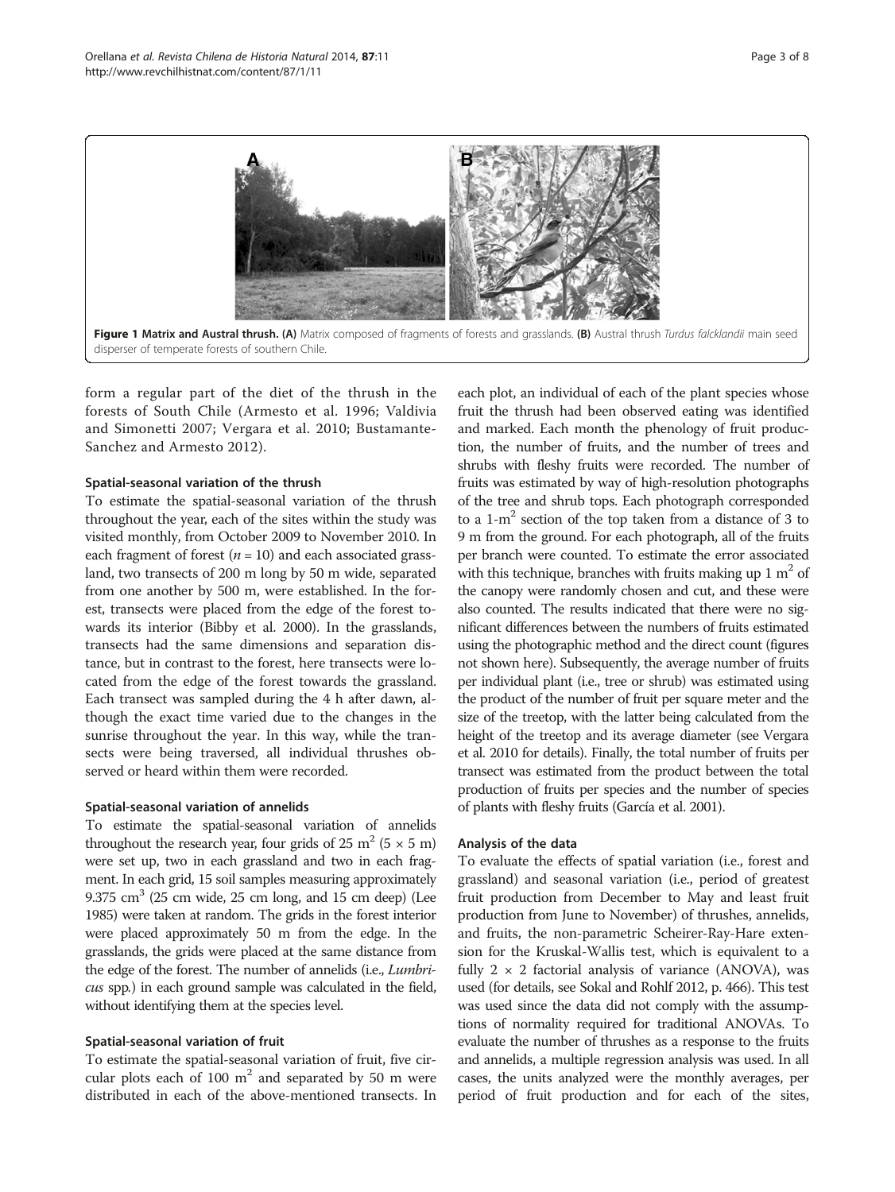**Figure 1 Matrix and Austral thrush. (A)** Matrix composed of fragments of forests and grasslands. **(B)** Austral thrush *Turdus falcklandii* main seed disperser of temperate forests of southern Chile.

form a regular part of the diet of the thrush in the forests of South Chile (Armesto et al. 1996; Valdivia and Simonetti 2007; Vergara et al. 2010; Bustamante-Sanchez and Armesto 2012).

### Spatial-seasonal variation of the thrush

To estimate the spatial-seasonal variation of the thrush throughout the year, each of the sites within the study was visited monthly, from October 2009 to November 2010. In each fragment of forest ($n = 10$) and each associated grassland, two transects of 200 m long by 50 m wide, separated from one another by 500 m, were established. In the forest, transects were placed from the edge of the forest towards its interior (Bibby et al. 2000). In the grasslands, transects had the same dimensions and separation distance, but in contrast to the forest, here transects were located from the edge of the forest towards the grassland. Each transect was sampled during the 4 h after dawn, although the exact time varied due to the changes in the sunrise throughout the year. In this way, while the transects were being traversed, all individual thrushes observed or heard within them were recorded.

### Spatial-seasonal variation of annelids

To estimate the spatial-seasonal variation of annelids throughout the research year, four grids of 25 $m^2$ (5 × 5 m) were set up, two in each grassland and two in each fragment. In each grid, 15 soil samples measuring approximately 9.375 $cm^3$ (25 cm wide, 25 cm long, and 15 cm deep) (Lee 1985) were taken at random. The grids in the forest interior were placed approximately 50 m from the edge. In the grasslands, the grids were placed at the same distance from the edge of the forest. The number of annelids (i.e., *Lumbricus* spp.) in each ground sample was calculated in the field, without identifying them at the species level.

### Spatial-seasonal variation of fruit

To estimate the spatial-seasonal variation of fruit, five circular plots each of 100 $m^2$ and separated by 50 m were distributed in each of the above-mentioned transects. In each plot, an individual of each of the plant species whose fruit the thrush had been observed eating was identified and marked. Each month the phenology of fruit production, the number of fruits, and the number of trees and shrubs with fleshy fruits were recorded. The number of fruits was estimated by way of high-resolution photographs of the tree and shrub tops. Each photograph corresponded to a 1-$m^2$ section of the top taken from a distance of 3 to 9 m from the ground. For each photograph, all of the fruits per branch were counted. To estimate the error associated with this technique, branches with fruits making up 1 $m^2$ of the canopy were randomly chosen and cut, and these were also counted. The results indicated that there were no significant differences between the numbers of fruits estimated using the photographic method and the direct count (figures not shown here). Subsequently, the average number of fruits per individual plant (i.e., tree or shrub) was estimated using the product of the number of fruit per square meter and the size of the treetop, with the latter being calculated from the height of the treetop and its average diameter (see Vergara et al. 2010 for details). Finally, the total number of fruits per transect was estimated from the product between the total production of fruits per species and the number of species of plants with fleshy fruits (García et al. 2001).

### Analysis of the data

To evaluate the effects of spatial variation (i.e., forest and grassland) and seasonal variation (i.e., period of greatest fruit production from December to May and least fruit production from June to November) of thrushes, annelids, and fruits, the non-parametric Scheirer-Ray-Hare extension for the Kruskal-Wallis test, which is equivalent to a fully 2 × 2 factorial analysis of variance (ANOVA), was used (for details, see Sokal and Rohlf 2012, p. 466). This test was used since the data did not comply with the assumptions of normality required for traditional ANOVAs. To evaluate the number of thrushes as a response to the fruits and annelids, a multiple regression analysis was used. In all cases, the units analyzed were the monthly averages, per period of fruit production and for each of the sites,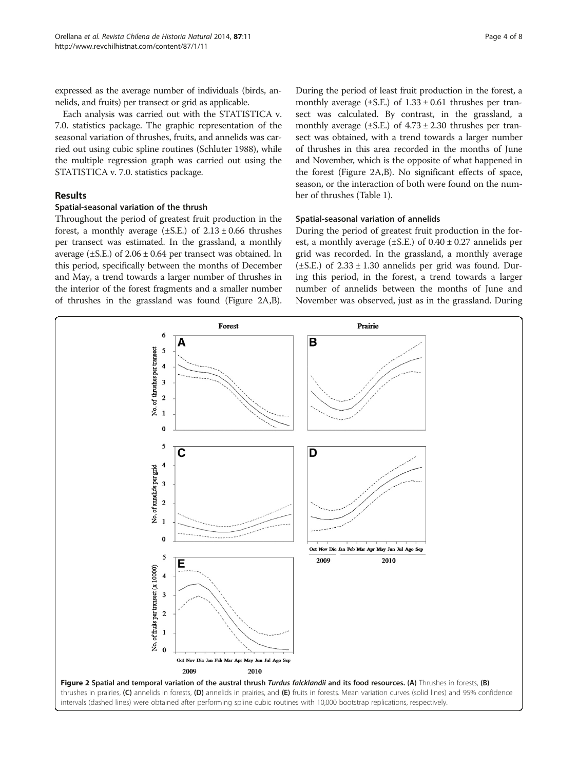expressed as the average number of individuals (birds, annelids, and fruits) per transect or grid as applicable.

Each analysis was carried out with the STATISTICA v. 7.0. statistics package. The graphic representation of the seasonal variation of thrushes, fruits, and annelids was carried out using cubic spline routines (Schluter 1988), while the multiple regression graph was carried out using the STATISTICA v. 7.0. statistics package.

## Results

### Spatial-seasonal variation of the thrush

Throughout the period of greatest fruit production in the forest, a monthly average (±S.E.) of 2.13 ± 0.66 thrushes per transect was estimated. In the grassland, a monthly average (±S.E.) of 2.06 ± 0.64 per transect was obtained. In this period, specifically between the months of December and May, a trend towards a larger number of thrushes in the interior of the forest fragments and a smaller number of thrushes in the grassland was found (Figure 2A,B). During the period of least fruit production in the forest, a monthly average (±S.E.) of 1.33 ± 0.61 thrushes per transect was calculated. By contrast, in the grassland, a monthly average (±S.E.) of 4.73 ± 2.30 thrushes per transect was obtained, with a trend towards a larger number of thrushes in this area recorded in the months of June and November, which is the opposite of what happened in the forest (Figure 2A,B). No significant effects of space, season, or the interaction of both were found on the number of thrushes (Table 1).

### Spatial-seasonal variation of annelids

During the period of greatest fruit production in the forest, a monthly average (±S.E.) of 0.40 ± 0.27 annelids per grid was recorded. In the grassland, a monthly average (±S.E.) of 2.33 ± 1.30 annelids per grid was found. During this period, in the forest, a trend towards a larger number of annelids between the months of June and November was observed, just as in the grassland. During

**Figure 2 Spatial and temporal variation of the austral thrush *Turdus falcklandii* and its food resources. (A)** Thrushes in forests, **(B)** thrushes in prairies, **(C)** annelids in forests, **(D)** annelids in prairies, and **(E)** fruits in forests. Mean variation curves (solid lines) and 95% confidence intervals (dashed lines) were obtained after performing spline cubic routines with 10,000 bootstrap replications, respectively.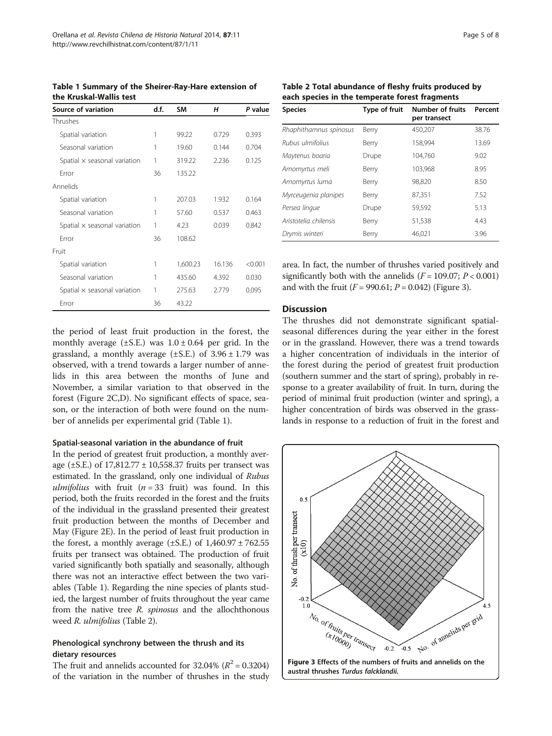**Table 1 Summary of the Sheirer-Ray-Hare extension of the Kruskal-Wallis test**

| Source of variation | d.f. | SM | H | P value |
| --- | --- | --- | --- | --- |
| Thrushes | | | | |
| Spatial variation | 1 | 99.22 | 0.729 | 0.393 |
| Seasonal variation | 1 | 19.60 | 0.144 | 0.704 |
| Spatial × seasonal variation | 1 | 319.22 | 2.236 | 0.125 |
| Error | 36 | 135.22 | | |
| Annelids | | | | |
| Spatial variation | 1 | 207.03 | 1.932 | 0.164 |
| Seasonal variation | 1 | 57.60 | 0.537 | 0.463 |
| Spatial × seasonal variation | 1 | 4.23 | 0.039 | 0.842 |
| Error | 36 | 108.62 | | |
| Fruit | | | | |
| Spatial variation | 1 | 1,600.23 | 16.136 | <0.001 |
| Seasonal variation | 1 | 435.60 | 4.392 | 0.030 |
| Spatial × seasonal variation | 1 | 275.63 | 2.779 | 0.095 |
| Error | 36 | 43.22 | | |

the period of least fruit production in the forest, the monthly average (±S.E.) was 1.0 ± 0.64 per grid. In the grassland, a monthly average (±S.E.) of 3.96 ± 1.79 was observed, with a trend towards a larger number of annelids in this area between the months of June and November, a similar variation to that observed in the forest (Figure 2C,D). No significant effects of space, season, or the interaction of both were found on the number of annelids per experimental grid (Table 1).

### Spatial-seasonal variation in the abundance of fruit

In the period of greatest fruit production, a monthly average (±S.E.) of 17,812.77 ± 10,558.37 fruits per transect was estimated. In the grassland, only one individual of *Rubus ulmifolius* with fruit ($n = 33$ fruit) was found. In this period, both the fruits recorded in the forest and the fruits of the individual in the grassland presented their greatest fruit production between the months of December and May (Figure 2E). In the period of least fruit production in the forest, a monthly average (±S.E.) of 1,460.97 ± 762.55 fruits per transect was obtained. The production of fruit varied significantly both spatially and seasonally, although there was not an interactive effect between the two variables (Table 1). Regarding the nine species of plants studied, the largest number of fruits throughout the year came from the native tree *R. spinosus* and the allochthonous weed *R. ulmifolius* (Table 2).

### Phenological synchrony between the thrush and its dietary resources

The fruit and annelids accounted for 32.04% ($R^2 = 0.3204$) of the variation in the number of thrushes in the study area. In fact, the number of thrushes varied positively and significantly both with the annelids ($F = 109.07$; $P < 0.001$) and with the fruit ($F = 990.61$; $P = 0.042$) (Figure 3).

**Table 2 Total abundance of fleshy fruits produced by each species in the temperate forest fragments**

| Species | Type of fruit | Number of fruits per transect | Percent |
| --- | --- | --- | --- |
| *Rhaphithamnus spinosus* | Berry | 450,207 | 38.76 |
| *Rubus ulmifolius* | Berry | 158,994 | 13.69 |
| *Maytenus boaria* | Drupe | 104,760 | 9.02 |
| *Amomyrtus meli* | Berry | 103,968 | 8.95 |
| *Amomyrtus luma* | Berry | 98,820 | 8.50 |
| *Myrceugenia planipes* | Berry | 87,351 | 7.52 |
| *Persea lingue* | Drupe | 59,592 | 5.13 |
| *Aristotelia chilensis* | Berry | 51,538 | 4.43 |
| *Drymis winteri* | Berry | 46,021 | 3.96 |

## Discussion

The thrushes did not demonstrate significant spatial-seasonal differences during the year either in the forest or in the grassland. However, there was a trend towards a higher concentration of individuals in the interior of the forest during the period of greatest fruit production (southern summer and the start of spring), probably in response to a greater availability of fruit. In turn, during the period of minimal fruit production (winter and spring), a higher concentration of birds was observed in the grasslands in response to a reduction of fruit in the forest and

**Figure 3 Effects of the numbers of fruits and annelids on the austral thrushes *Turdus falcklandii*.**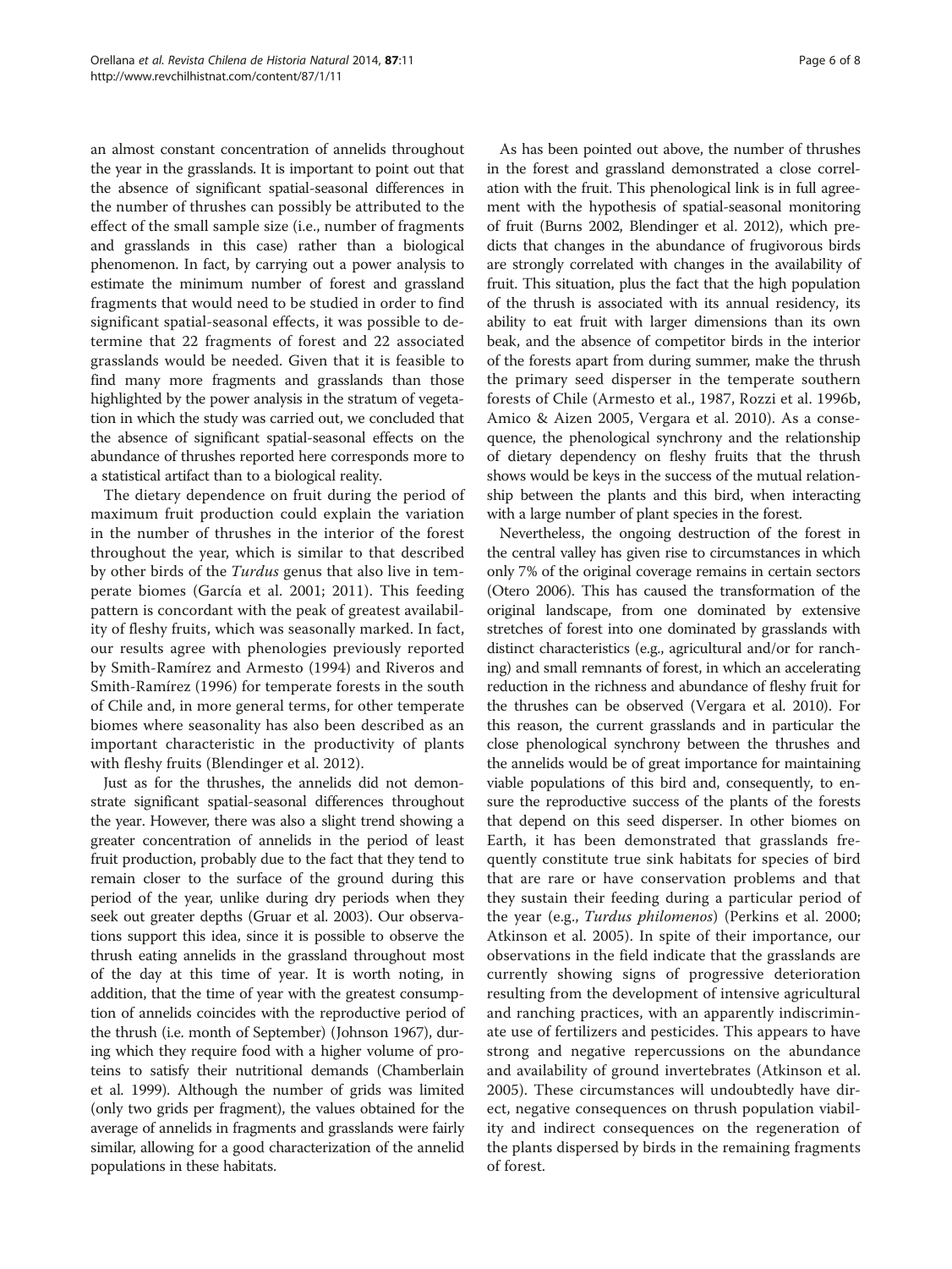an almost constant concentration of annelids throughout the year in the grasslands. It is important to point out that the absence of significant spatial-seasonal differences in the number of thrushes can possibly be attributed to the effect of the small sample size (i.e., number of fragments and grasslands in this case) rather than a biological phenomenon. In fact, by carrying out a power analysis to estimate the minimum number of forest and grassland fragments that would need to be studied in order to find significant spatial-seasonal effects, it was possible to determine that 22 fragments of forest and 22 associated grasslands would be needed. Given that it is feasible to find many more fragments and grasslands than those highlighted by the power analysis in the stratum of vegetation in which the study was carried out, we concluded that the absence of significant spatial-seasonal effects on the abundance of thrushes reported here corresponds more to a statistical artifact than to a biological reality.

The dietary dependence on fruit during the period of maximum fruit production could explain the variation in the number of thrushes in the interior of the forest throughout the year, which is similar to that described by other birds of the *Turdus* genus that also live in temperate biomes (García et al. 2001; 2011). This feeding pattern is concordant with the peak of greatest availability of fleshy fruits, which was seasonally marked. In fact, our results agree with phenologies previously reported by Smith-Ramírez and Armesto (1994) and Riveros and Smith-Ramírez (1996) for temperate forests in the south of Chile and, in more general terms, for other temperate biomes where seasonality has also been described as an important characteristic in the productivity of plants with fleshy fruits (Blendinger et al. 2012).

Just as for the thrushes, the annelids did not demonstrate significant spatial-seasonal differences throughout the year. However, there was also a slight trend showing a greater concentration of annelids in the period of least fruit production, probably due to the fact that they tend to remain closer to the surface of the ground during this period of the year, unlike during dry periods when they seek out greater depths (Gruar et al. 2003). Our observations support this idea, since it is possible to observe the thrush eating annelids in the grassland throughout most of the day at this time of year. It is worth noting, in addition, that the time of year with the greatest consumption of annelids coincides with the reproductive period of the thrush (i.e. month of September) (Johnson 1967), during which they require food with a higher volume of proteins to satisfy their nutritional demands (Chamberlain et al. 1999). Although the number of grids was limited (only two grids per fragment), the values obtained for the average of annelids in fragments and grasslands were fairly similar, allowing for a good characterization of the annelid populations in these habitats.

As has been pointed out above, the number of thrushes in the forest and grassland demonstrated a close correlation with the fruit. This phenological link is in full agreement with the hypothesis of spatial-seasonal monitoring of fruit (Burns 2002, Blendinger et al. 2012), which predicts that changes in the abundance of frugivorous birds are strongly correlated with changes in the availability of fruit. This situation, plus the fact that the high population of the thrush is associated with its annual residency, its ability to eat fruit with larger dimensions than its own beak, and the absence of competitor birds in the interior of the forests apart from during summer, make the thrush the primary seed disperser in the temperate southern forests of Chile (Armesto et al., 1987, Rozzi et al. 1996b, Amico & Aizen 2005, Vergara et al. 2010). As a consequence, the phenological synchrony and the relationship of dietary dependency on fleshy fruits that the thrush shows would be keys in the success of the mutual relationship between the plants and this bird, when interacting with a large number of plant species in the forest.

Nevertheless, the ongoing destruction of the forest in the central valley has given rise to circumstances in which only 7% of the original coverage remains in certain sectors (Otero 2006). This has caused the transformation of the original landscape, from one dominated by extensive stretches of forest into one dominated by grasslands with distinct characteristics (e.g., agricultural and/or for ranching) and small remnants of forest, in which an accelerating reduction in the richness and abundance of fleshy fruit for the thrushes can be observed (Vergara et al. 2010). For this reason, the current grasslands and in particular the close phenological synchrony between the thrushes and the annelids would be of great importance for maintaining viable populations of this bird and, consequently, to ensure the reproductive success of the plants of the forests that depend on this seed disperser. In other biomes on Earth, it has been demonstrated that grasslands frequently constitute true sink habitats for species of bird that are rare or have conservation problems and that they sustain their feeding during a particular period of the year (e.g., *Turdus philomenos*) (Perkins et al. 2000; Atkinson et al. 2005). In spite of their importance, our observations in the field indicate that the grasslands are currently showing signs of progressive deterioration resulting from the development of intensive agricultural and ranching practices, with an apparently indiscriminate use of fertilizers and pesticides. This appears to have strong and negative repercussions on the abundance and availability of ground invertebrates (Atkinson et al. 2005). These circumstances will undoubtedly have direct, negative consequences on thrush population viability and indirect consequences on the regeneration of the plants dispersed by birds in the remaining fragments of forest.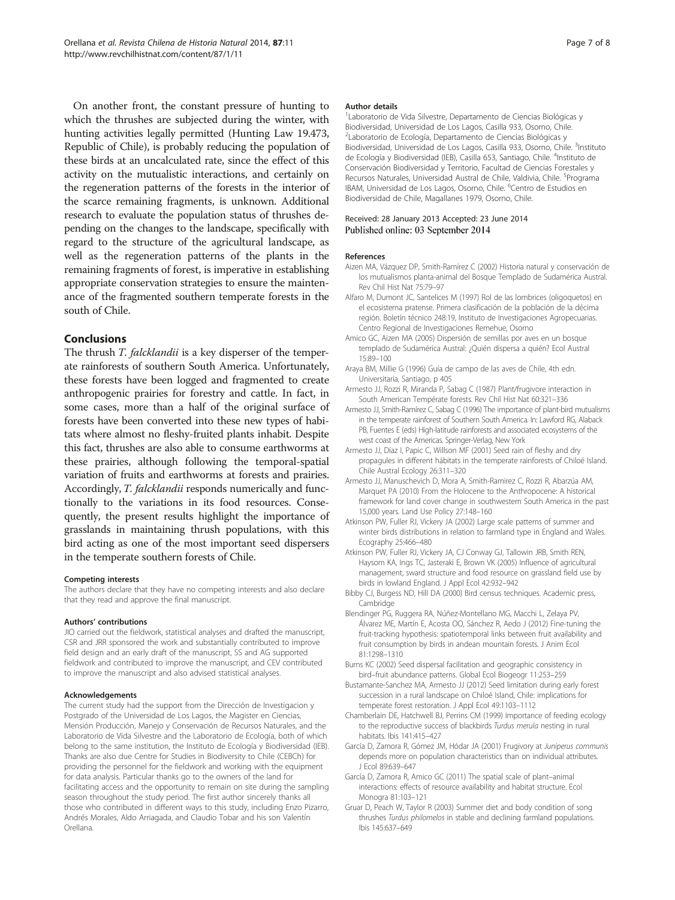On another front, the constant pressure of hunting to which the thrushes are subjected during the winter, with hunting activities legally permitted (Hunting Law 19.473, Republic of Chile), is probably reducing the population of these birds at an uncalculated rate, since the effect of this activity on the mutualistic interactions, and certainly on the regeneration patterns of the forests in the interior of the scarce remaining fragments, is unknown. Additional research to evaluate the population status of thrushes depending on the changes to the landscape, specifically with regard to the structure of the agricultural landscape, as well as the regeneration patterns of the plants in the remaining fragments of forest, is imperative in establishing appropriate conservation strategies to ensure the maintenance of the fragmented southern temperate forests in the south of Chile.

## Conclusions

The thrush *T. falcklandii* is a key disperser of the temperate rainforests of southern South America. Unfortunately, these forests have been logged and fragmented to create anthropogenic prairies for forestry and cattle. In fact, in some cases, more than a half of the original surface of forests have been converted into these new types of habitats where almost no fleshy-fruited plants inhabit. Despite this fact, thrushes are also able to consume earthworms at these prairies, although following the temporal-spatial variation of fruits and earthworms at forests and prairies. Accordingly, *T. falcklandii* responds numerically and functionally to the variations in its food resources. Consequently, the present results highlight the importance of grasslands in maintaining thrush populations, with this bird acting as one of the most important seed dispersers in the temperate southern forests of Chile.

#### Competing interests

The authors declare that they have no competing interests and also declare that they read and approve the final manuscript.

#### Authors' contributions

JIO carried out the fieldwork, statistical analyses and drafted the manuscript, CSR and JRR sponsored the work and substantially contributed to improve field design and an early draft of the manuscript, SS and AG supported fieldwork and contributed to improve the manuscript, and CEV contributed to improve the manuscript and also advised statistical analyses.

#### Acknowledgements

The current study had the support from the Dirección de Investigacion y Postgrado of the Universidad de Los Lagos, the Magister en Ciencias, Mensión Producción, Manejo y Conservación de Recursos Naturales, and the Laboratorio de Vida Silvestre and the Laboratorio de Ecología, both of which belong to the same institution, the Instituto de Ecología y Biodiversidad (IEB). Thanks are also due Centre for Studies in Biodiversity to Chile (CEBCh) for providing the personnel for the fieldwork and working with the equipment for data analysis. Particular thanks go to the owners of the land for facilitating access and the opportunity to remain on site during the sampling season throughout the study period. The first author sincerely thanks all those who contributed in different ways to this study, including Enzo Pizarro, Andrés Morales, Aldo Arriagada, and Claudio Tobar and his son Valentín Orellana.

#### Author details

[1]Laboratorio de Vida Silvestre, Departamento de Ciencias Biológicas y Biodiversidad, Universidad de Los Lagos, Casilla 933, Osorno, Chile. [2]Laboratorio de Ecología, Departamento de Ciencias Biológicas y Biodiversidad, Universidad de Los Lagos, Casilla 933, Osorno, Chile. [3]Instituto de Ecología y Biodiversidad (IEB), Casilla 653, Santiago, Chile. [4]Instituto de Conservación Biodiversidad y Territorio, Facultad de Ciencias Forestales y Recursos Naturales, Universidad Austral de Chile, Valdivia, Chile. [5]Programa IBAM, Universidad de Los Lagos, Osorno, Chile. [6]Centro de Estudios en Biodiversidad de Chile, Magallanes 1979, Osorno, Chile.

Received: 28 January 2013 Accepted: 23 June 2014
Published online: 03 September 2014

#### References

- Aizen MA, Vázquez DP, Smith-Ramírez C (2002) Historia natural y conservación de los mutualismos planta-animal del Bosque Templado de Sudamérica Austral. Rev Chil Hist Nat 75:79–97
- Alfaro M, Dumont JC, Santelices M (1997) Rol de las lombrices (oligoquetos) en el ecosistema pratense. Primera clasificación de la población de la décima región. Boletín técnico 248:19, Instituto de Investigaciones Agropecuarias. Centro Regional de Investigaciones Remehue, Osorno
- Amico GC, Aizen MA (2005) Dispersión de semillas por aves en un bosque templado de Sudamérica Austral: ¿Quién dispersa a quién? Ecol Austral 15:89–100
- Araya BM, Millie G (1996) Guía de campo de las aves de Chile, 4th edn. Universitaria, Santiago, p 405
- Armesto JJ, Rozzi R, Miranda P, Sabag C (1987) Plant/frugivore interaction in South American Températe forests. Rev Chil Hist Nat 60:321–336
- Armesto JJ, Smith-Ramírez C, Sabag C (1996) The importance of plant-bird mutualisms in the temperate rainforest of Southern South America. In: Lawford RG, Alaback PB, Fuentes E (eds) High-latitude rainforests and associated ecosystems of the west coast of the Americas. Springer-Verlag, New York
- Armesto JJ, Díaz I, Papic C, Willson MF (2001) Seed rain of fleshy and dry propagules in different hábitats in the temperate rainforests of Chiloé Island. Chile Austral Ecology 26:311–320
- Armesto JJ, Manuschevich D, Mora A, Smith-Ramirez C, Rozzi R, Abarzúa AM, Marquet PA (2010) From the Holocene to the Anthropocene: A historical framework for land cover change in southwestern South America in the past 15,000 years. Land Use Policy 27:148–160
- Atkinson PW, Fuller RJ, Vickery JA (2002) Large scale patterns of summer and winter birds distributions in relation to farmland type in England and Wales. Ecography 25:466–480
- Atkinson PW, Fuller RJ, Vickery JA, CJ Conway GJ, Tallowin JRB, Smith REN, Haysom KA, Ings TC, Jasteraki E, Brown VK (2005) Influence of agricultural management, sward structure and food resource on grassland field use by birds in lowland England. J Appl Ecol 42:932–942
- Bibby CJ, Burgess ND, Hill DA (2000) Bird census techniques. Academic press, Cambridge
- Blendinger PG, Ruggera RA, Núñez-Montellano MG, Macchi L, Zelaya PV, Álvarez ME, Martín E, Acosta OO, Sánchez R, Aedo J (2012) Fine-tuning the fruit-tracking hypothesis: spatiotemporal links between fruit availability and fruit consumption by birds in andean mountain forests. J Anim Ecol 81:1298–1310
- Burns KC (2002) Seed dispersal facilitation and geographic consistency in bird–fruit abundance patterns. Global Ecol Biogeogr 11:253–259
- Bustamante-Sanchez MA, Armesto JJ (2012) Seed limitation during early forest succession in a rural landscape on Chiloé Island, Chile: implications for temperate forest restoration. J Appl Ecol 49:1103–1112
- Chamberlain DE, Hatchwell BJ, Perrins CM (1999) Importance of feeding ecology to the reproductive success of blackbirds *Turdus merula* nesting in rural habitats. Ibis 141:415–427
- García D, Zamora R, Gómez JM, Hódar JA (2001) Frugivory at *Juniperus communis* depends more on population characteristics than on individual attributes. J Ecol 89:639–647
- García D, Zamora R, Amico GC (2011) The spatial scale of plant–animal interactions: effects of resource availability and habitat structure. Ecol Monogra 81:103–121
- Gruar D, Peach W, Taylor R (2003) Summer diet and body condition of song thrushes *Turdus philomelos* in stable and declining farmland populations. Ibis 145:637–649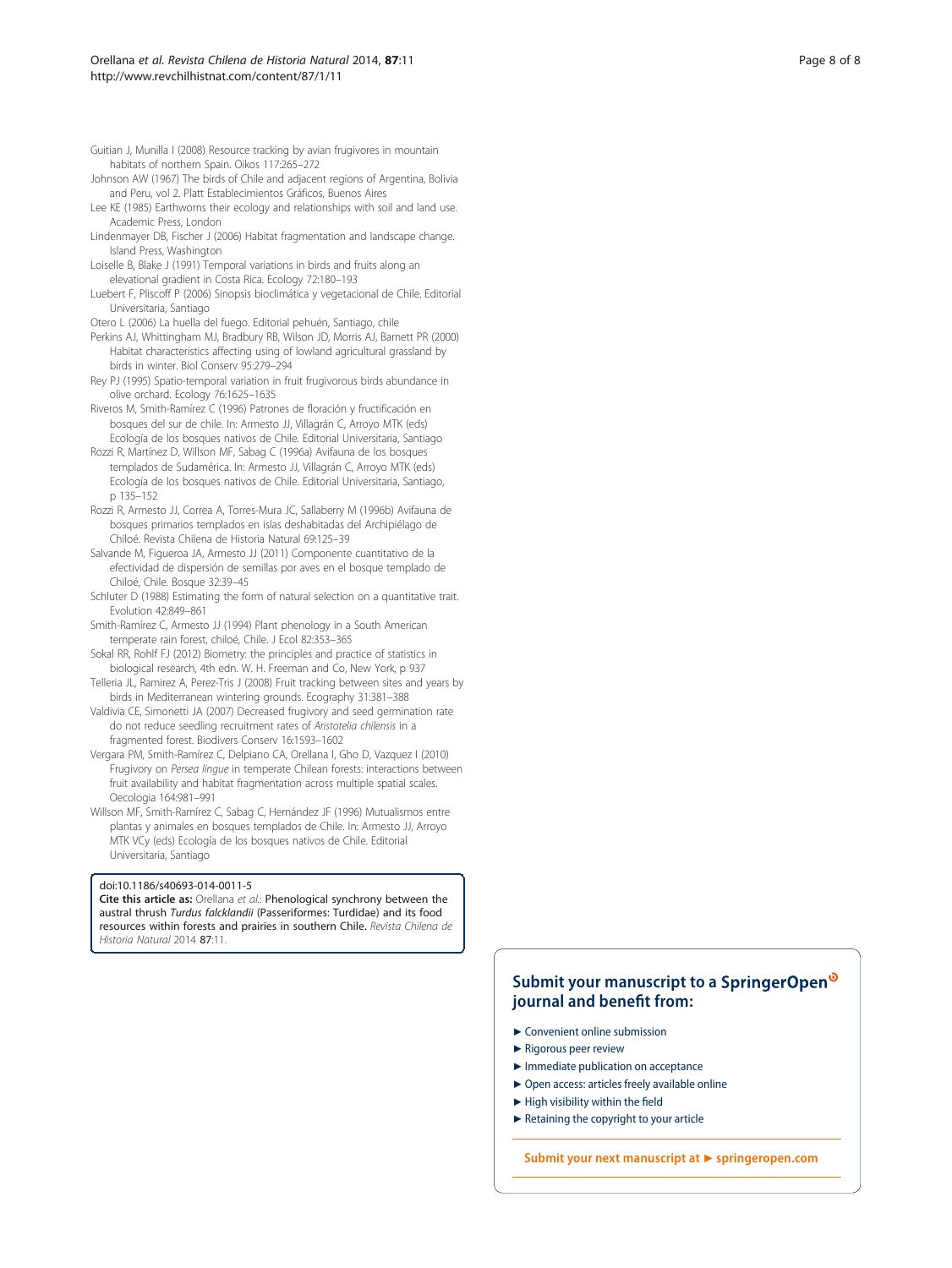Guitian J, Munilla I (2008) Resource tracking by avian frugivores in mountain habitats of northern Spain. Oikos 117:265–272

Johnson AW (1967) The birds of Chile and adjacent regions of Argentina, Bolivia and Peru, vol 2. Platt Establecimientos Gráficos, Buenos Aires

Lee KE (1985) Earthworns their ecology and relationships with soil and land use. Academic Press, London

Lindenmayer DB, Fischer J (2006) Habitat fragmentation and landscape change. Island Press, Washington

Loiselle B, Blake J (1991) Temporal variations in birds and fruits along an elevational gradient in Costa Rica. Ecology 72:180–193

Luebert F, Pliscoff P (2006) Sinopsis bioclimática y vegetacional de Chile. Editorial Universitaria, Santiago

Otero L (2006) La huella del fuego. Editorial pehuén, Santiago, chile

Perkins AJ, Whittingham MJ, Bradbury RB, Wilson JD, Morris AJ, Barnett PR (2000) Habitat characteristics affecting using of lowland agricultural grassland by birds in winter. Biol Conserv 95:279–294

Rey PJ (1995) Spatio-temporal variation in fruit frugivorous birds abundance in olive orchard. Ecology 76:1625–1635

Riveros M, Smith-Ramírez C (1996) Patrones de floración y fructificación en bosques del sur de chile. In: Armesto JJ, Villagrán C, Arroyo MTK (eds) Ecología de los bosques nativos de Chile. Editorial Universitaria, Santiago

Rozzi R, Martínez D, Willson MF, Sabag C (1996a) Avifauna de los bosques templados de Sudamérica. In: Armesto JJ, Villagrán C, Arroyo MTK (eds) Ecología de los bosques nativos de Chile. Editorial Universitaria, Santiago, p 135–152

Rozzi R, Armesto JJ, Correa A, Torres-Mura JC, Sallaberry M (1996b) Avifauna de bosques primarios templados en islas deshabitadas del Archipiélago de Chiloé. Revista Chilena de Historia Natural 69:125–39

Salvande M, Figueroa JA, Armesto JJ (2011) Componente cuantitativo de la efectividad de dispersión de semillas por aves en el bosque templado de Chiloé, Chile. Bosque 32:39–45

Schluter D (1988) Estimating the form of natural selection on a quantitative trait. Evolution 42:849–861

Smith-Ramírez C, Armesto JJ (1994) Plant phenology in a South American temperate rain forest, chiloé, Chile. J Ecol 82:353–365

Sokal RR, Rohlf FJ (2012) Biometry: the principles and practice of statistics in biological research, 4th edn. W. H. Freeman and Co, New York, p 937

Telleria JL, Ramirez A, Perez-Tris J (2008) Fruit tracking between sites and years by birds in Mediterranean wintering grounds. Ecography 31:381–388

Valdivia CE, Simonetti JA (2007) Decreased frugivory and seed germination rate do not reduce seedling recruitment rates of *Aristotelia chilensis* in a fragmented forest. Biodivers Conserv 16:1593–1602

Vergara PM, Smith-Ramírez C, Delpiano CA, Orellana I, Gho D, Vazquez I (2010) Frugivory on *Persea lingue* in temperate Chilean forests: interactions between fruit availability and habitat fragmentation across multiple spatial scales. Oecologia 164:981–991

Willson MF, Smith-Ramírez C, Sabag C, Hernández JF (1996) Mutualismos entre plantas y animales en bosques templados de Chile. In: Armesto JJ, Arroyo MTK VCy (eds) Ecología de los bosques nativos de Chile. Editorial Universitaria, Santiago

doi:10.1186/s40693-014-0011-5

**Cite this article as:** Orellana *et al.*: Phenological synchrony between the austral thrush *Turdus falcklandii* (Passeriformes: Turdidae) and its food resources within forests and prairies in southern Chile. *Revista Chilena de Historia Natural* 2014 **87**:11.

**Submit your manuscript to a SpringerOpen journal and benefit from:**

- ► Convenient online submission
- ► Rigorous peer review
- ► Immediate publication on acceptance
- ► Open access: articles freely available online
- ► High visibility within the field
- ► Retaining the copyright to your article

**Submit your next manuscript at ► springeropen.com**